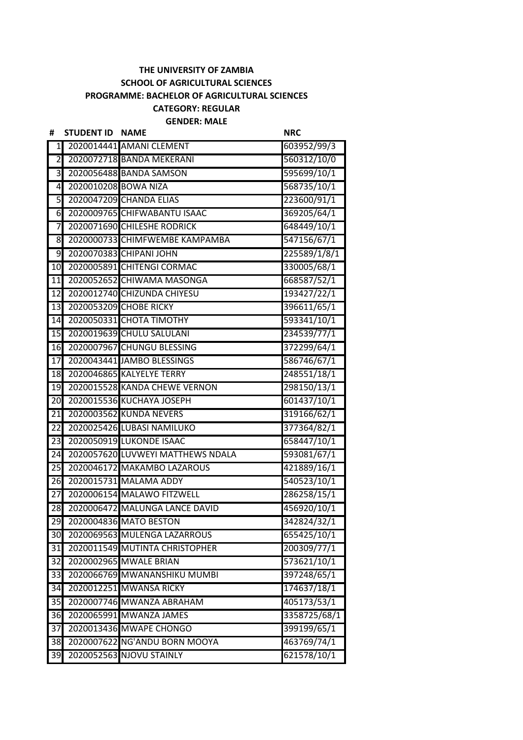**THE UNIVERSITY OF ZAMBIA**

**SCHOOL OF AGRICULTURAL SCIENCES**

**PROGRAMME: BACHELOR OF AGRICULTURAL SCIENCES**

**CATEGORY: REGULAR**

**GENDER: MALE**

| # | STUDENT ID | NAME | NRC |
|---|---|---|---|
| 1 | 2020014441 | AMANI CLEMENT | 603952/99/3 |
| 2 | 2020072718 | BANDA MEKERANI | 560312/10/0 |
| 3 | 2020056488 | BANDA SAMSON | 595699/10/1 |
| 4 | 2020010208 | BOWA NIZA | 568735/10/1 |
| 5 | 2020047209 | CHANDA ELIAS | 223600/91/1 |
| 6 | 2020009765 | CHIFWABANTU ISAAC | 369205/64/1 |
| 7 | 2020071690 | CHILESHE RODRICK | 648449/10/1 |
| 8 | 2020000733 | CHIMFWEMBE KAMPAMBA | 547156/67/1 |
| 9 | 2020070383 | CHIPANI JOHN | 225589/1/8/1 |
| 10 | 2020005891 | CHITENGI CORMAC | 330005/68/1 |
| 11 | 2020052652 | CHIWAMA MASONGA | 668587/52/1 |
| 12 | 2020012740 | CHIZUNDA CHIYESU | 193427/22/1 |
| 13 | 2020053209 | CHOBE RICKY | 396611/65/1 |
| 14 | 2020050331 | CHOTA TIMOTHY | 593341/10/1 |
| 15 | 2020019639 | CHULU SALULANI | 234539/77/1 |
| 16 | 2020007967 | CHUNGU BLESSING | 372299/64/1 |
| 17 | 2020043441 | JAMBO BLESSINGS | 586746/67/1 |
| 18 | 2020046865 | KALYELYE TERRY | 248551/18/1 |
| 19 | 2020015528 | KANDA CHEWE VERNON | 298150/13/1 |
| 20 | 2020015536 | KUCHAYA JOSEPH | 601437/10/1 |
| 21 | 2020003562 | KUNDA NEVERS | 319166/62/1 |
| 22 | 2020025426 | LUBASI NAMILUKO | 377364/82/1 |
| 23 | 2020050919 | LUKONDE ISAAC | 658447/10/1 |
| 24 | 2020057620 | LUVWEYI MATTHEWS NDALA | 593081/67/1 |
| 25 | 2020046172 | MAKAMBO LAZAROUS | 421889/16/1 |
| 26 | 2020015731 | MALAMA ADDY | 540523/10/1 |
| 27 | 2020006154 | MALAWO FITZWELL | 286258/15/1 |
| 28 | 2020006472 | MALUNGA LANCE DAVID | 456920/10/1 |
| 29 | 2020004836 | MATO BESTON | 342824/32/1 |
| 30 | 2020069563 | MULENGA LAZARROUS | 655425/10/1 |
| 31 | 2020011549 | MUTINTA CHRISTOPHER | 200309/77/1 |
| 32 | 2020002965 | MWALE BRIAN | 573621/10/1 |
| 33 | 2020066769 | MWANANSHIKU MUMBI | 397248/65/1 |
| 34 | 2020012251 | MWANSA RICKY | 174637/18/1 |
| 35 | 2020007746 | MWANZA ABRAHAM | 405173/53/1 |
| 36 | 2020065991 | MWANZA JAMES | 3358725/68/1 |
| 37 | 2020013436 | MWAPE CHONGO | 399199/65/1 |
| 38 | 2020007622 | NG'ANDU BORN MOOYA | 463769/74/1 |
| 39 | 2020052563 | NJOVU STAINLY | 621578/10/1 |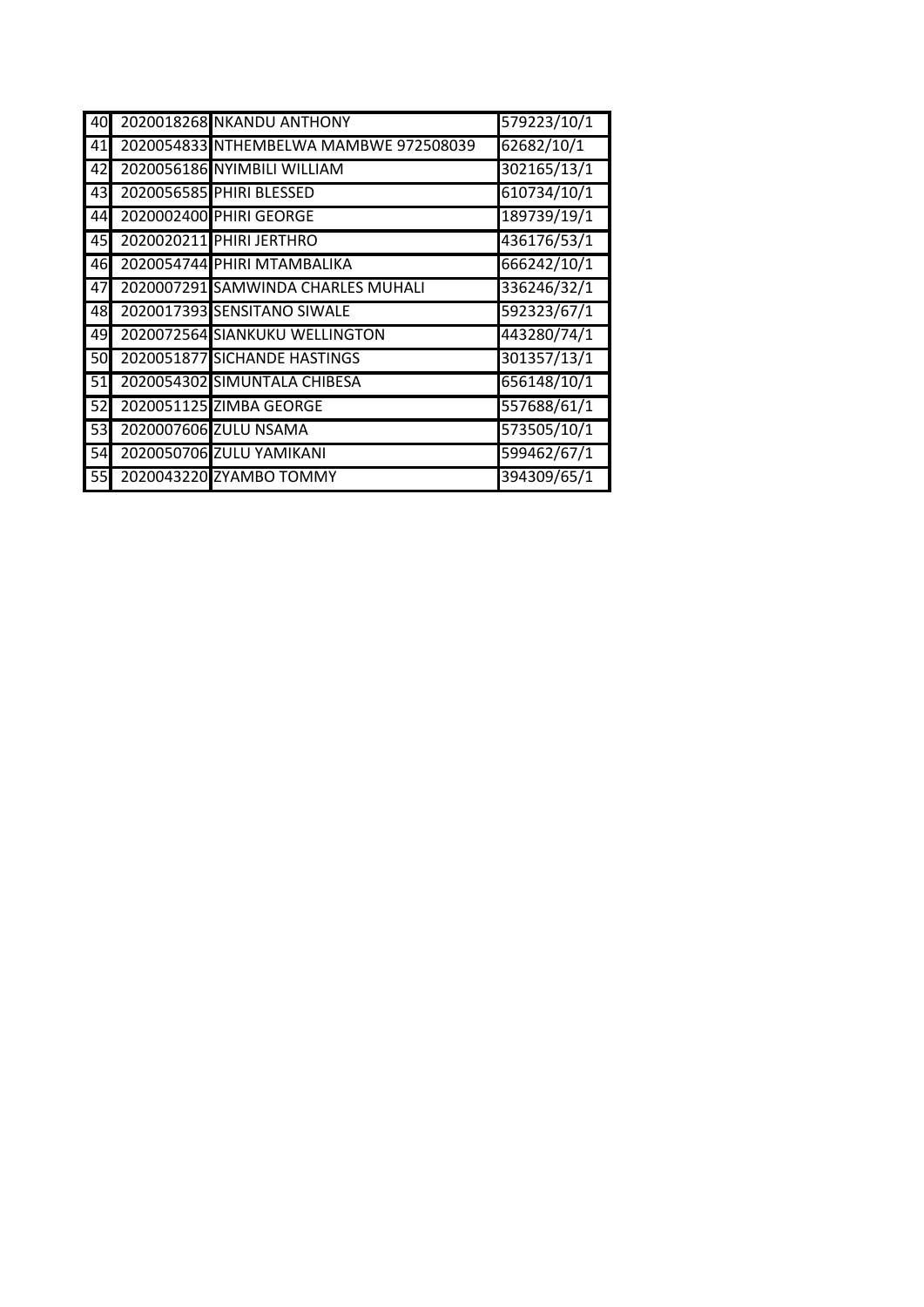| | | | |
|---|---|---|---|
| 40 | 2020018268 | NKANDU ANTHONY | 579223/10/1 |
| 41 | 2020054833 | NTHEMBELWA MAMBWE 972508039 | 62682/10/1 |
| 42 | 2020056186 | NYIMBILI WILLIAM | 302165/13/1 |
| 43 | 2020056585 | PHIRI BLESSED | 610734/10/1 |
| 44 | 2020002400 | PHIRI GEORGE | 189739/19/1 |
| 45 | 2020020211 | PHIRI JERTHRO | 436176/53/1 |
| 46 | 2020054744 | PHIRI MTAMBALIKA | 666242/10/1 |
| 47 | 2020007291 | SAMWINDA CHARLES MUHALI | 336246/32/1 |
| 48 | 2020017393 | SENSITANO SIWALE | 592323/67/1 |
| 49 | 2020072564 | SIANKUKU WELLINGTON | 443280/74/1 |
| 50 | 2020051877 | SICHANDE HASTINGS | 301357/13/1 |
| 51 | 2020054302 | SIMUNTALA CHIBESA | 656148/10/1 |
| 52 | 2020051125 | ZIMBA GEORGE | 557688/61/1 |
| 53 | 2020007606 | ZULU NSAMA | 573505/10/1 |
| 54 | 2020050706 | ZULU YAMIKANI | 599462/67/1 |
| 55 | 2020043220 | ZYAMBO TOMMY | 394309/65/1 |